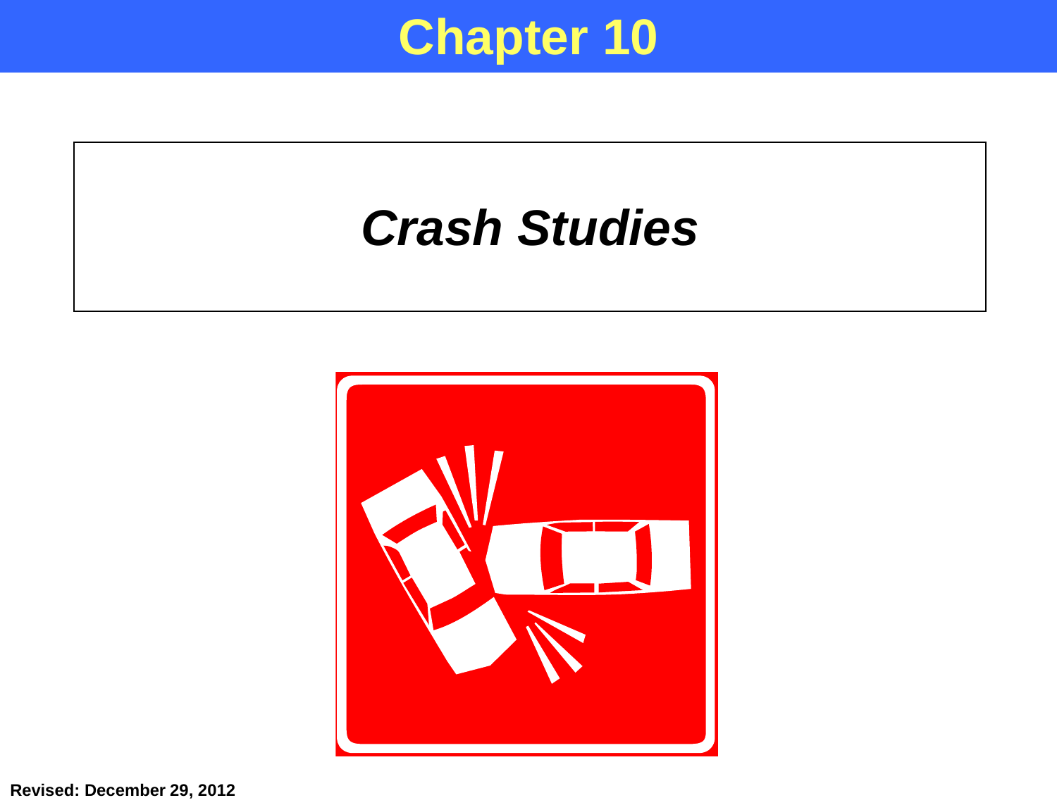# Chapter 10

## *Crash Studies*

**Revised: December 29, 2012**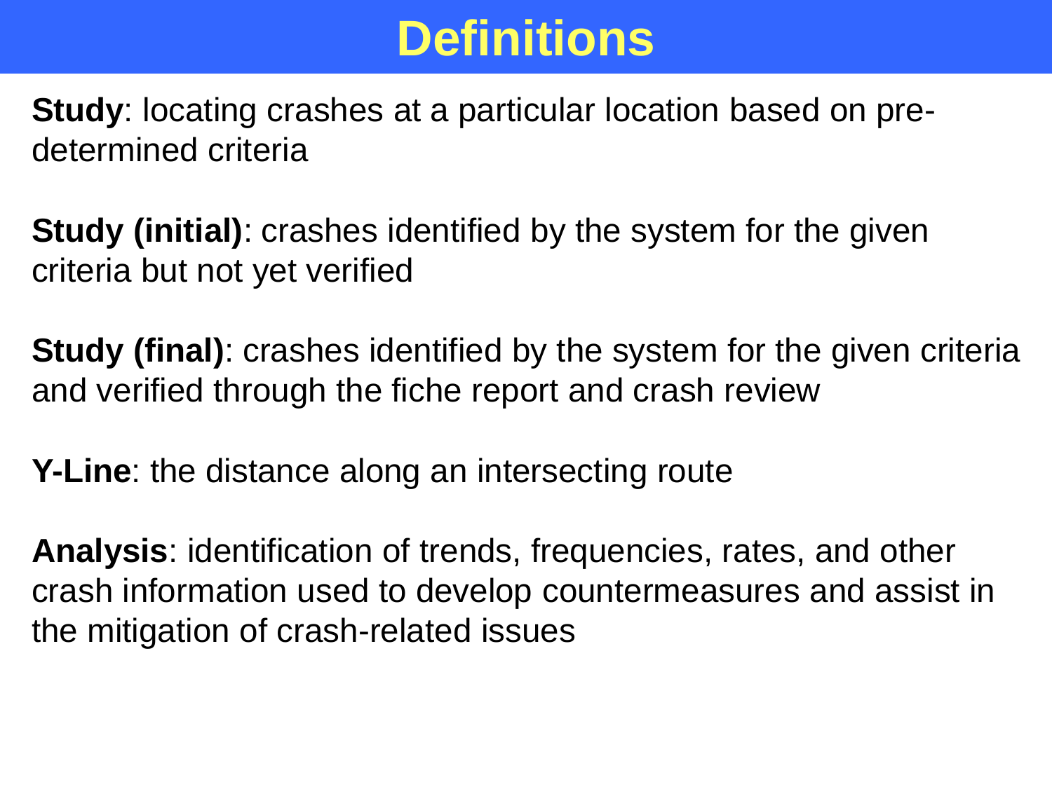# Definitions

**Study**: locating crashes at a particular location based on pre-determined criteria

**Study (initial)**: crashes identified by the system for the given criteria but not yet verified

**Study (final)**: crashes identified by the system for the given criteria and verified through the fiche report and crash review

**Y-Line**: the distance along an intersecting route

**Analysis**: identification of trends, frequencies, rates, and other crash information used to develop countermeasures and assist in the mitigation of crash-related issues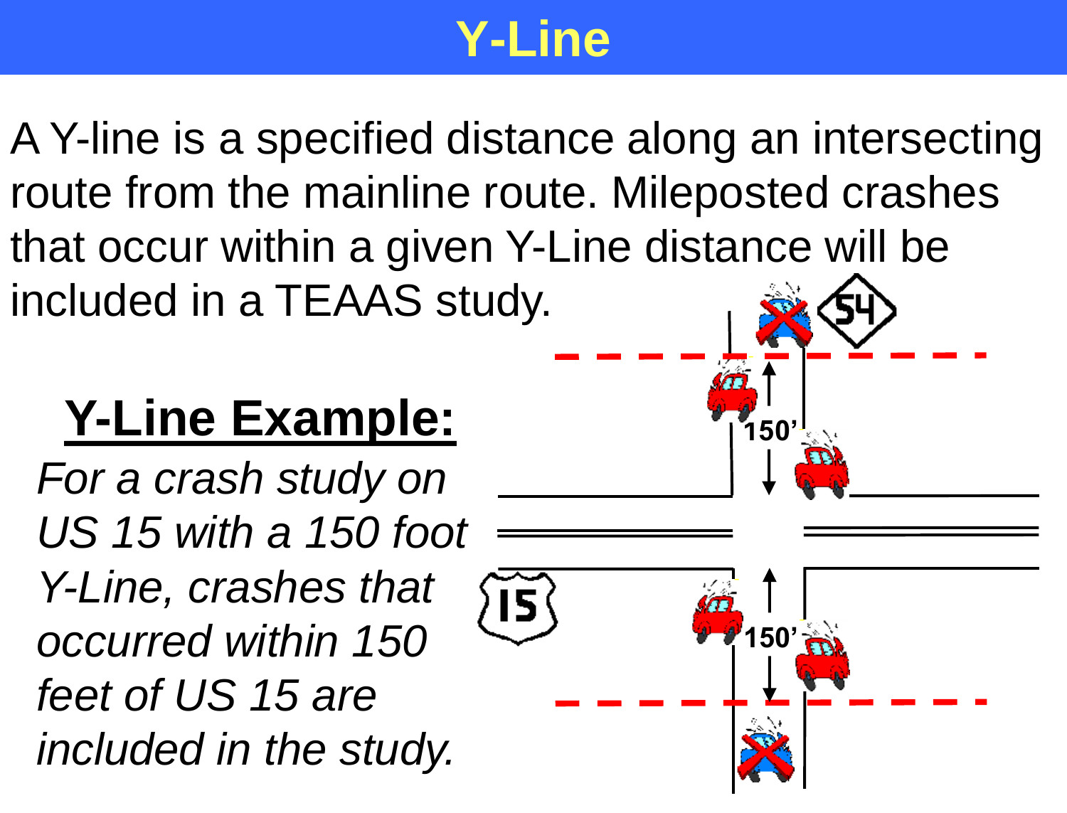# Y-Line

A Y-line is a specified distance along an intersecting route from the mainline route. Mileposted crashes that occur within a given Y-Line distance will be included in a TEAAS study.

## Y-Line Example:

*For a crash study on US 15 with a 150 foot Y-Line, crashes that occurred within 150 feet of US 15 are included in the study.*

54

150'

15

150'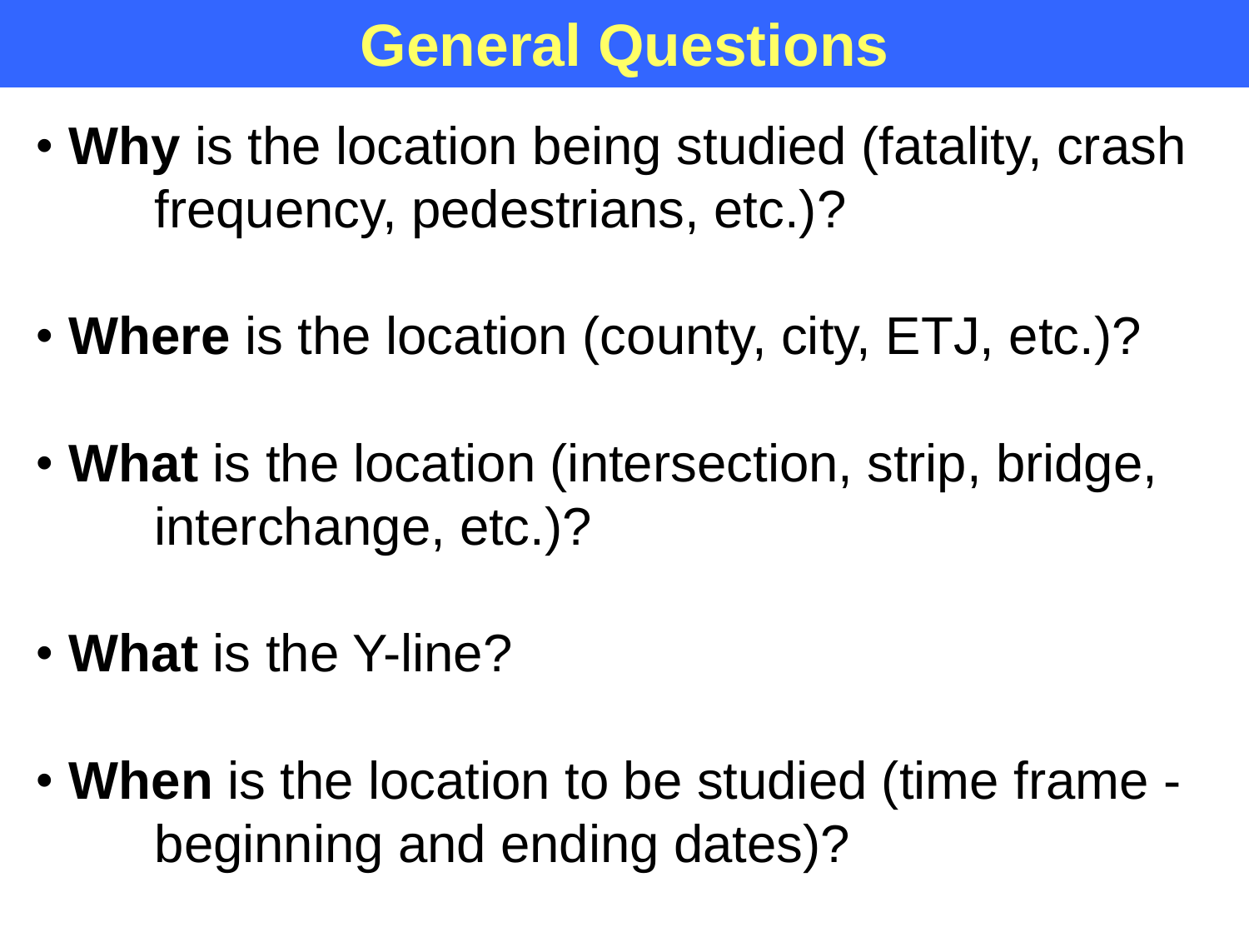# General Questions

- **Why** is the location being studied (fatality, crash frequency, pedestrians, etc.)?
- **Where** is the location (county, city, ETJ, etc.)?
- **What** is the location (intersection, strip, bridge, interchange, etc.)?
- **What** is the Y-line?
- **When** is the location to be studied (time frame - beginning and ending dates)?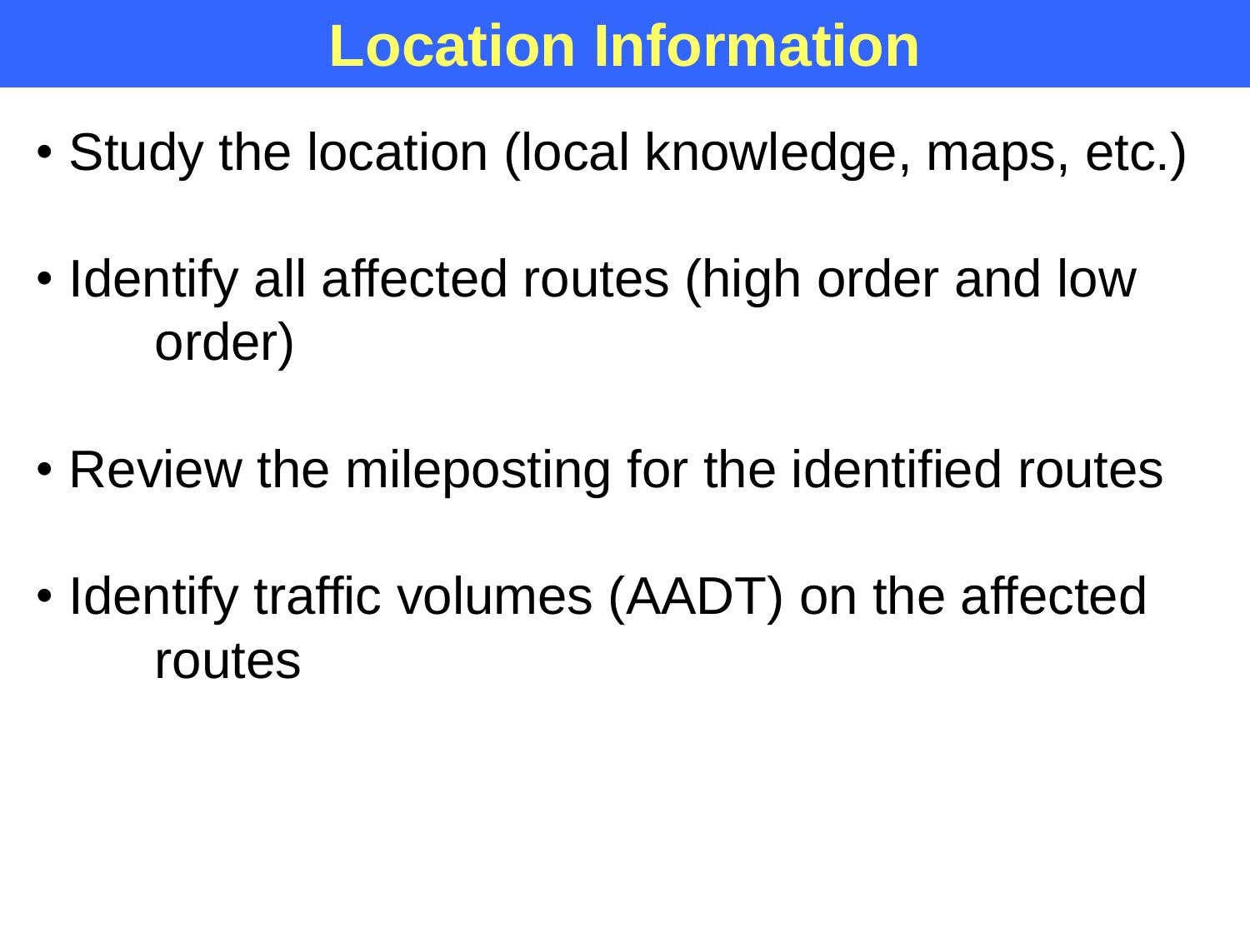# Location Information

- Study the location (local knowledge, maps, etc.)
- Identify all affected routes (high order and low order)
- Review the mileposting for the identified routes
- Identify traffic volumes (AADT) on the affected routes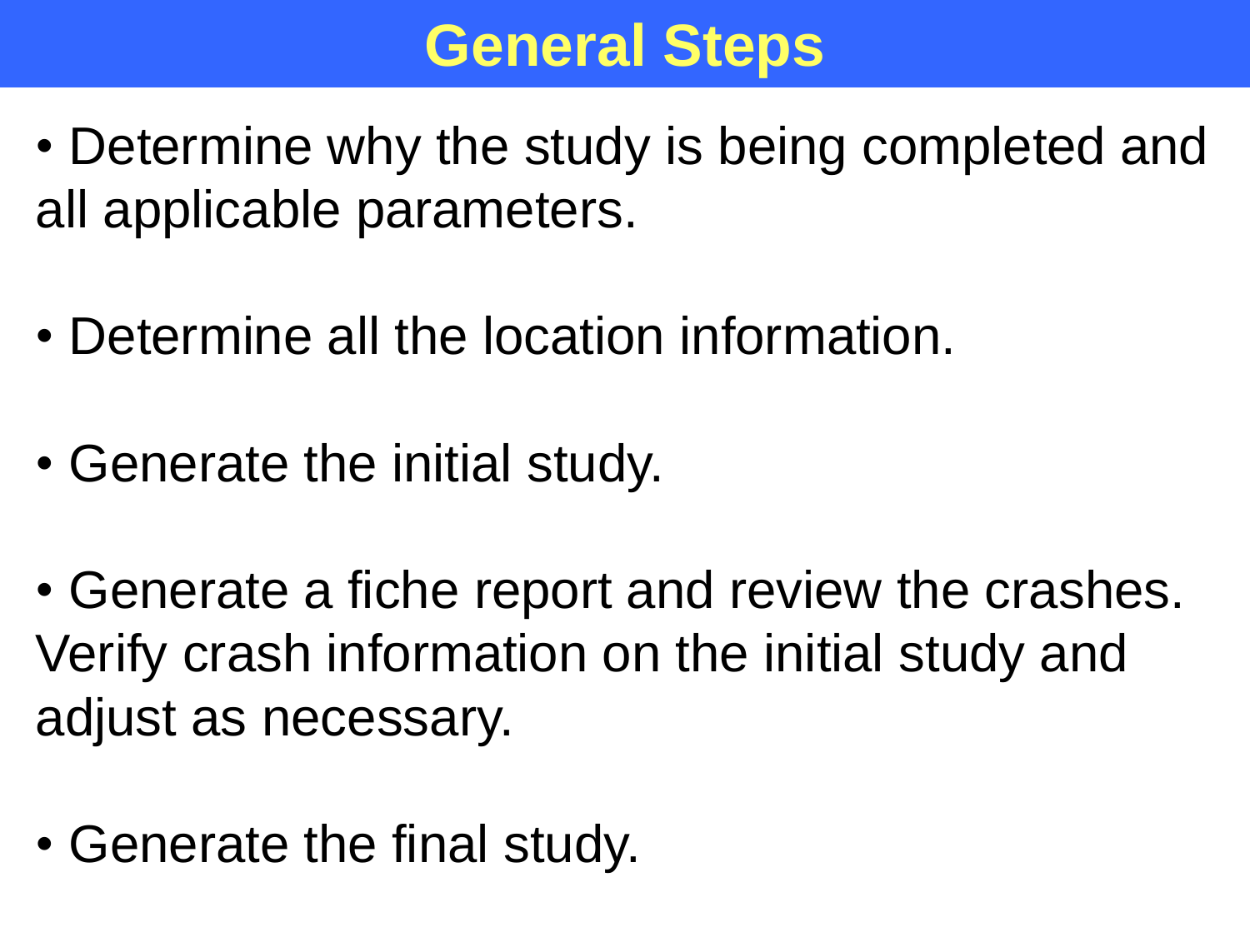# General Steps

- Determine why the study is being completed and all applicable parameters.

- Determine all the location information.

- Generate the initial study.

- Generate a fiche report and review the crashes. Verify crash information on the initial study and adjust as necessary.

- Generate the final study.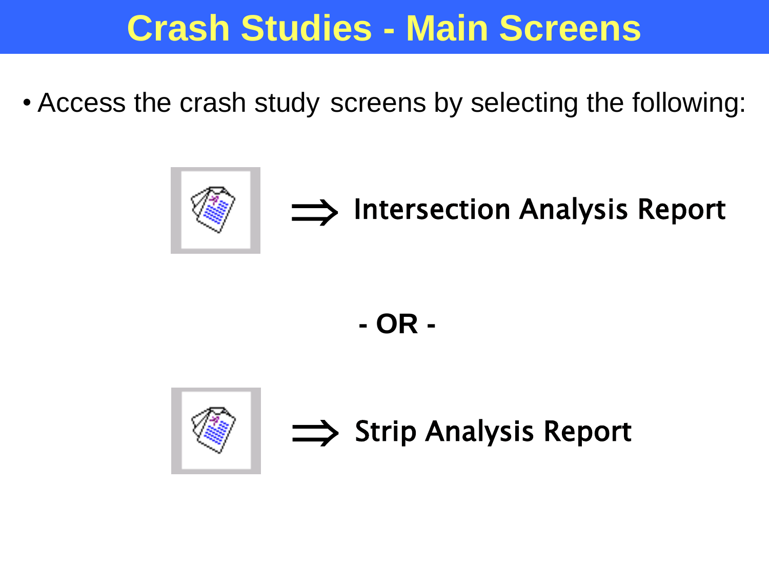# Crash Studies - Main Screens

- Access the crash study screens by selecting the following:

⇒ **Intersection Analysis Report**

**- OR -**

⇒ **Strip Analysis Report**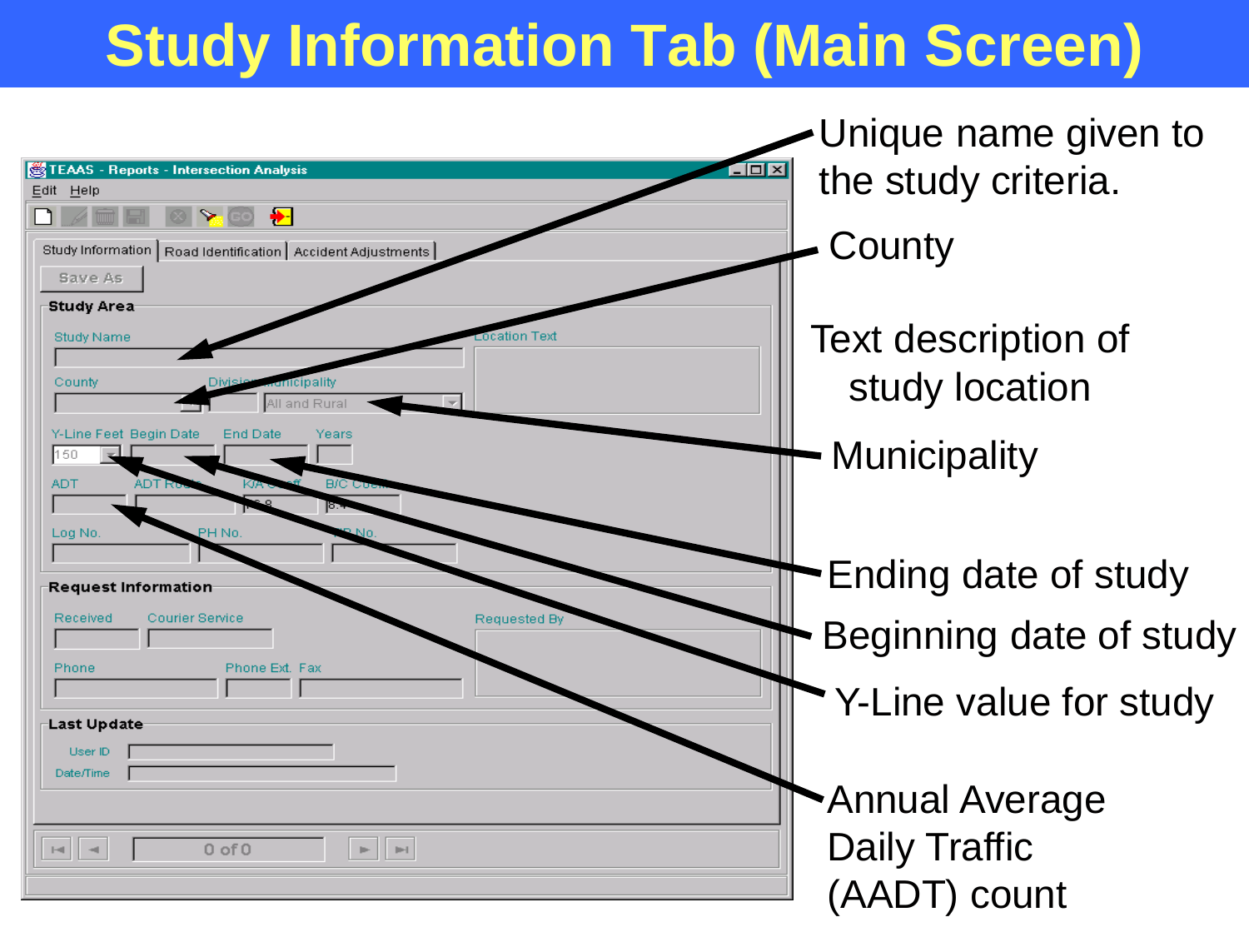# Study Information Tab (Main Screen)

TEAAS - Reports - Intersection Analysis

Edit Help

Study Information | Road Identification | Accident Adjustments

Save As

**Study Area**

Study Name

Location Text

County

Division Municipality

All and Rural

Y-Line Feet Begin Date End Date Years

150

ADT ADT Route K/A Coeff B/C Coeff

Log No. PH No. TIP No.

**Request Information**

Received Courier Service Requested By

Phone Phone Ext. Fax

**Last Update**

User ID

Date/Time

0 of 0

Unique name given to the study criteria.

County

Text description of study location

Municipality

Ending date of study

Beginning date of study

Y-Line value for study

Annual Average Daily Traffic (AADT) count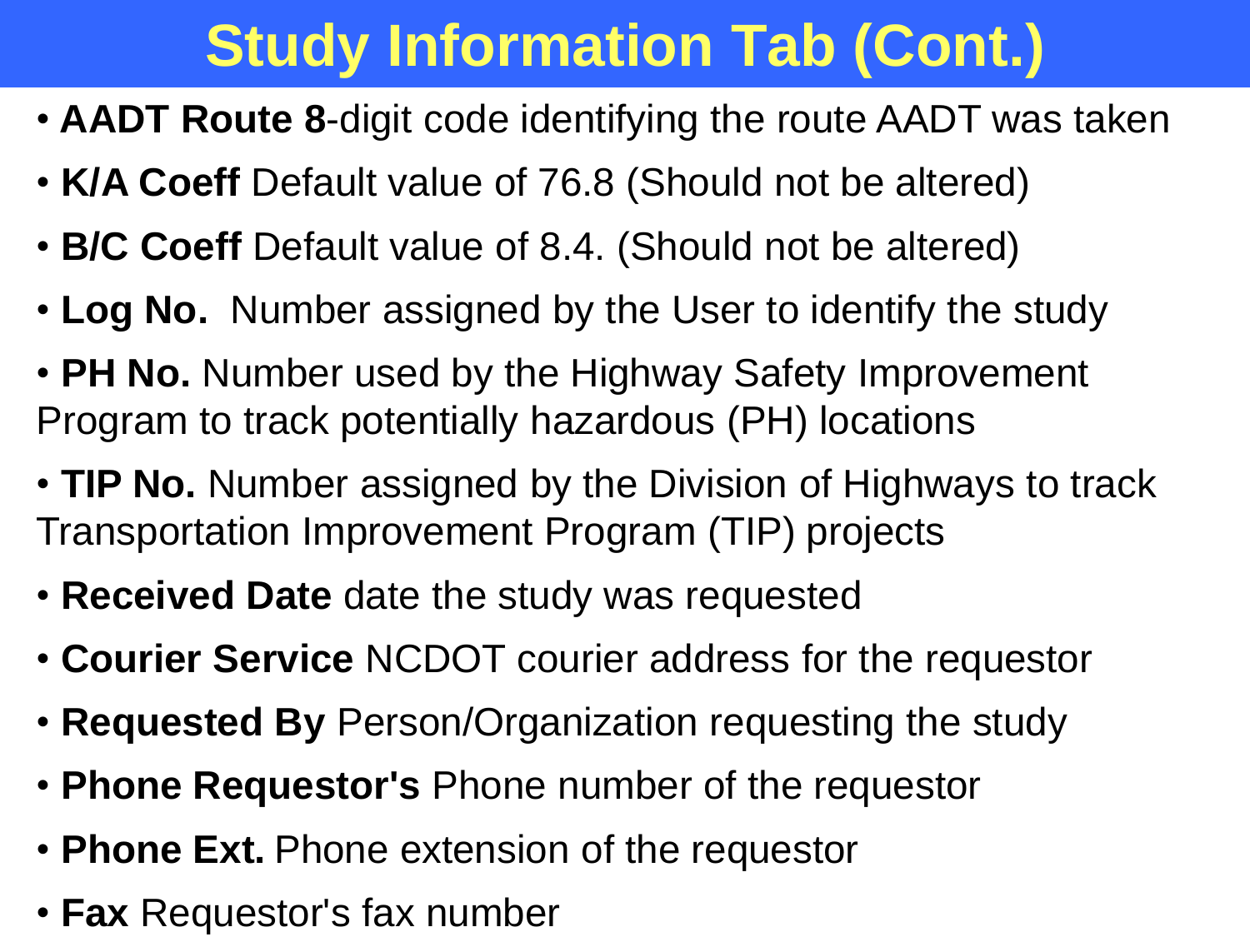# Study Information Tab (Cont.)

- **AADT Route 8**-digit code identifying the route AADT was taken
- **K/A Coeff** Default value of 76.8 (Should not be altered)
- **B/C Coeff** Default value of 8.4. (Should not be altered)
- **Log No.** Number assigned by the User to identify the study
- **PH No.** Number used by the Highway Safety Improvement Program to track potentially hazardous (PH) locations
- **TIP No.** Number assigned by the Division of Highways to track Transportation Improvement Program (TIP) projects
- **Received Date** date the study was requested
- **Courier Service** NCDOT courier address for the requestor
- **Requested By** Person/Organization requesting the study
- **Phone Requestor's** Phone number of the requestor
- **Phone Ext.** Phone extension of the requestor
- **Fax** Requestor's fax number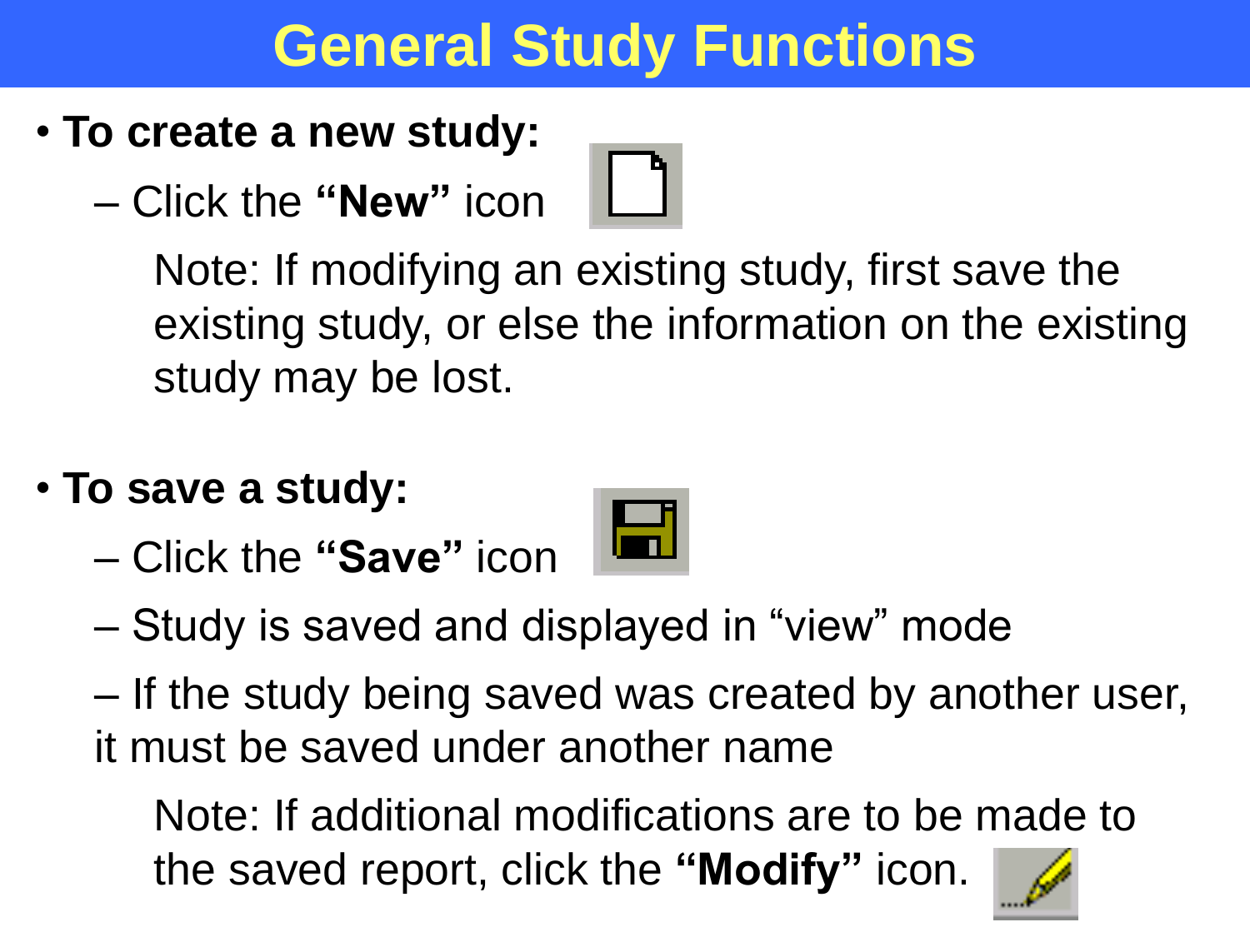# General Study Functions

- **To create a new study:**
  - Click the **"New"** icon

    Note: If modifying an existing study, first save the existing study, or else the information on the existing study may be lost.

- **To save a study:**
  - Click the **"Save"** icon
  - Study is saved and displayed in "view" mode
  - If the study being saved was created by another user, it must be saved under another name

    Note: If additional modifications are to be made to the saved report, click the **"Modify"** icon.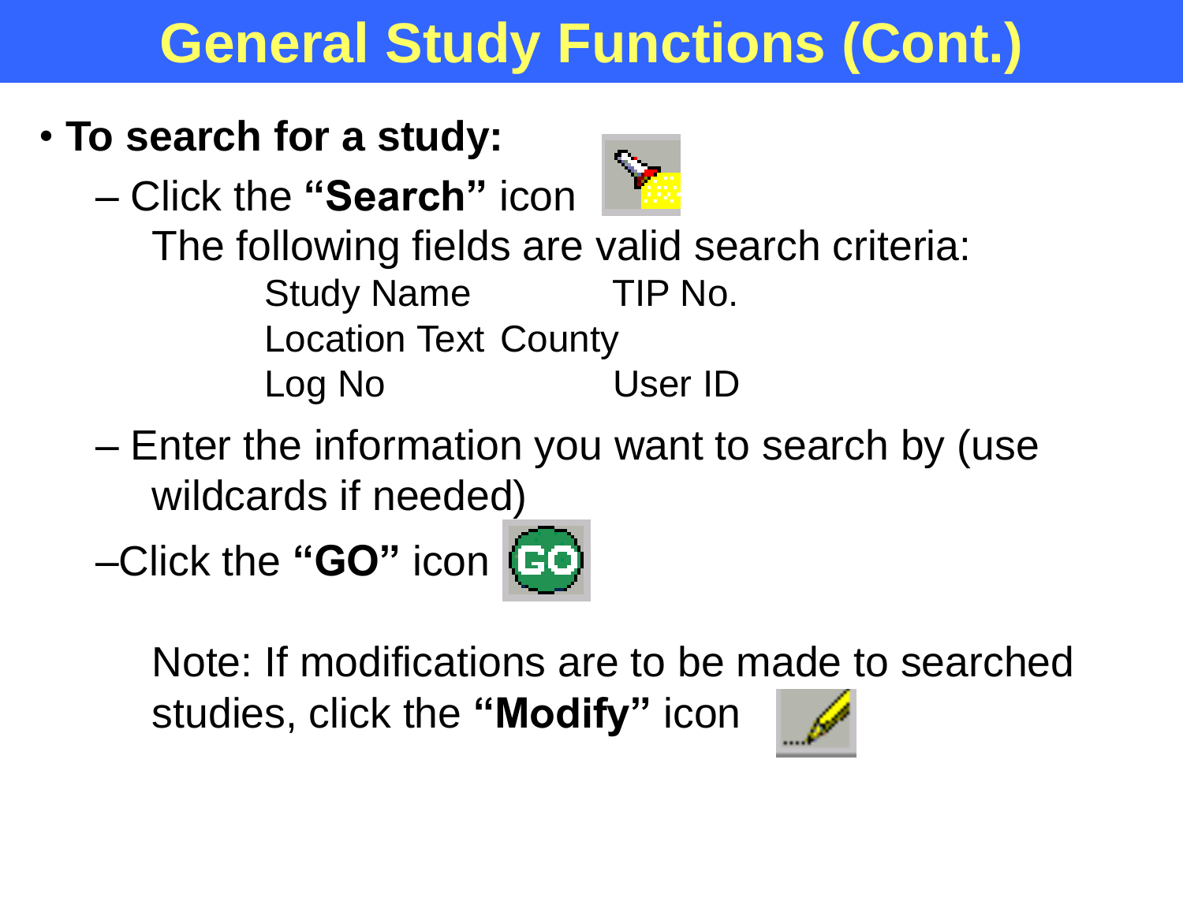# General Study Functions (Cont.)

- **To search for a study:**
  - Click the **"Search"** icon

    The following fields are valid search criteria:

    | | |
    |---|---|
    | Study Name | TIP No. |
    | Location Text | County |
    | Log No | User ID |

  - Enter the information you want to search by (use wildcards if needed)
  - Click the **"GO"** icon

    Note: If modifications are to be made to searched studies, click the **"Modify"** icon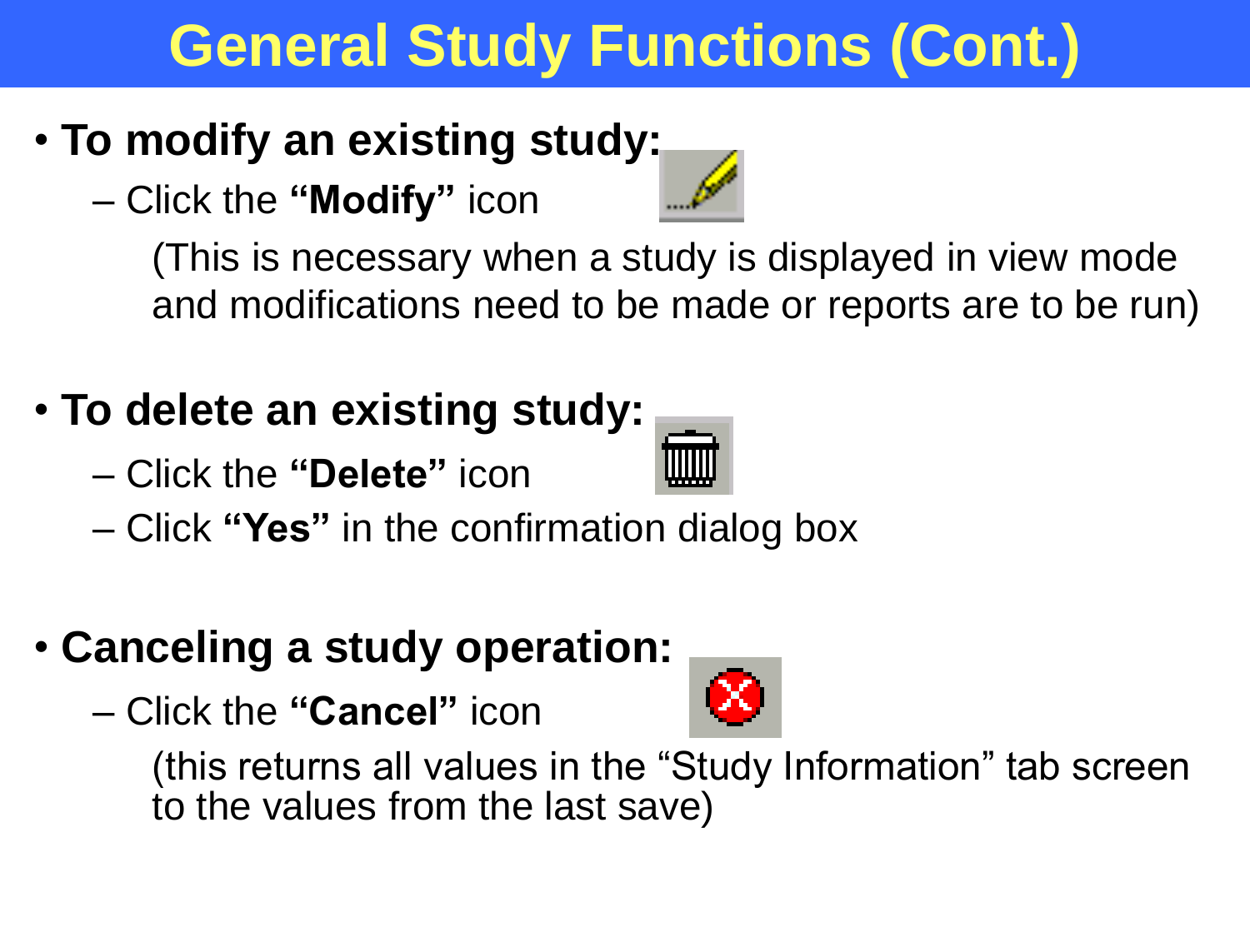# General Study Functions (Cont.)

- **To modify an existing study:**
  - Click the **"Modify"** icon

    (This is necessary when a study is displayed in view mode and modifications need to be made or reports are to be run)

- **To delete an existing study:**
  - Click the **"Delete"** icon
  - Click **"Yes"** in the confirmation dialog box

- **Canceling a study operation:**
  - Click the **"Cancel"** icon

    (this returns all values in the "Study Information" tab screen to the values from the last save)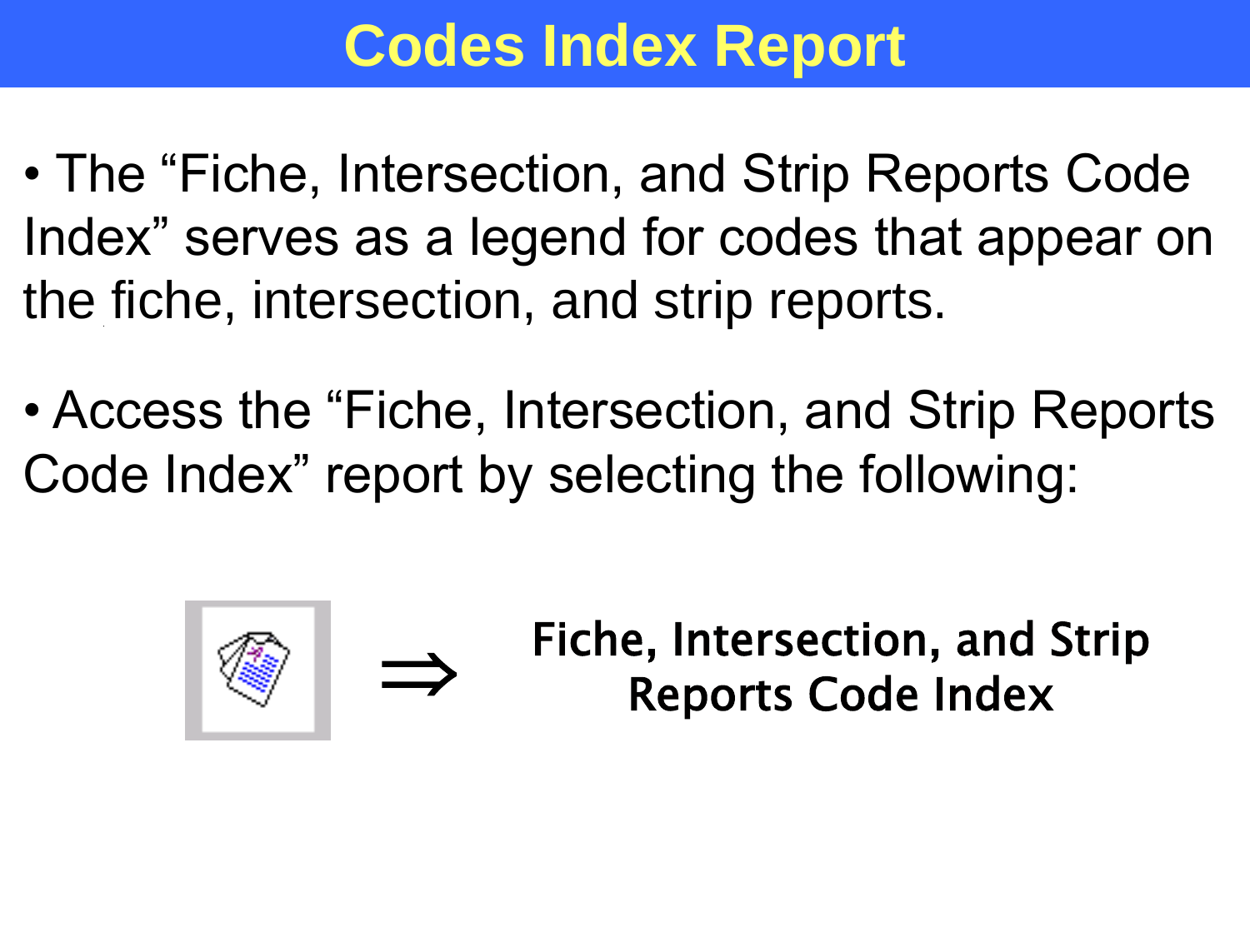# Codes Index Report

- The “Fiche, Intersection, and Strip Reports Code Index” serves as a legend for codes that appear on the fiche, intersection, and strip reports.

- Access the “Fiche, Intersection, and Strip Reports Code Index” report by selecting the following:

⇒ **Fiche, Intersection, and Strip Reports Code Index**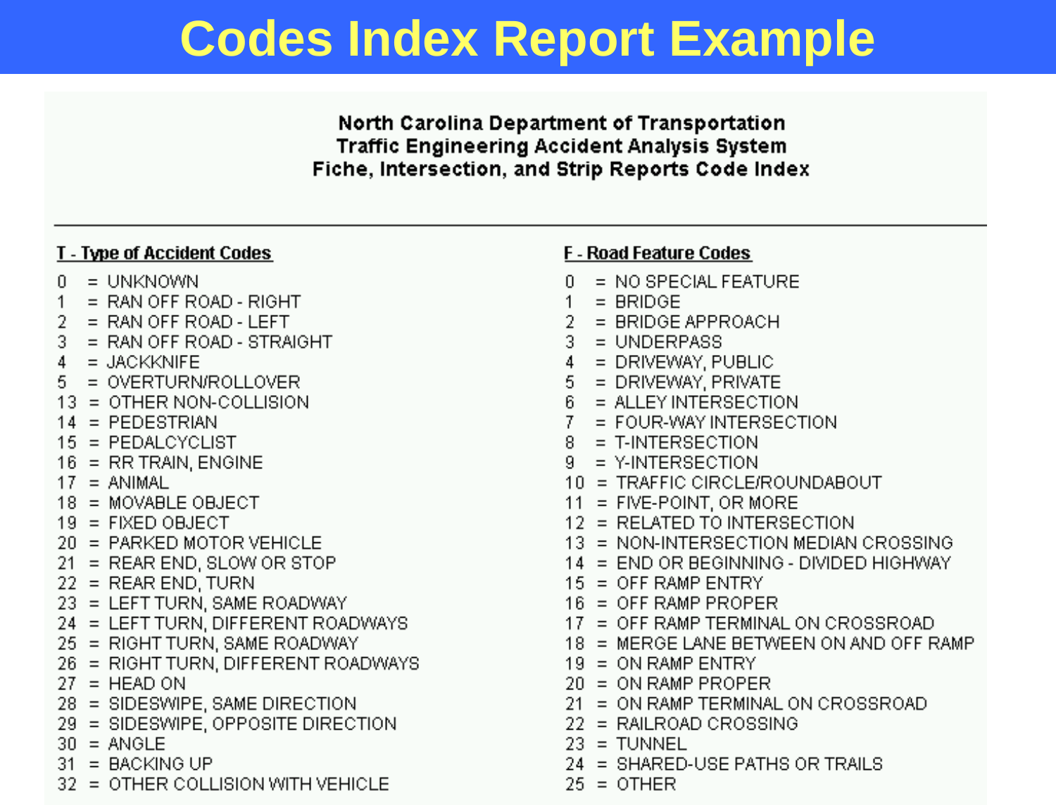# Codes Index Report Example

**North Carolina Department of Transportation**
**Traffic Engineering Accident Analysis System**
**Fiche, Intersection, and Strip Reports Code Index**

---

## T - Type of Accident Codes

0 = UNKNOWN
1 = RAN OFF ROAD - RIGHT
2 = RAN OFF ROAD - LEFT
3 = RAN OFF ROAD - STRAIGHT
4 = JACKKNIFE
5 = OVERTURN/ROLLOVER
13 = OTHER NON-COLLISION
14 = PEDESTRIAN
15 = PEDALCYCLIST
16 = RR TRAIN, ENGINE
17 = ANIMAL
18 = MOVABLE OBJECT
19 = FIXED OBJECT
20 = PARKED MOTOR VEHICLE
21 = REAR END, SLOW OR STOP
22 = REAR END, TURN
23 = LEFT TURN, SAME ROADWAY
24 = LEFT TURN, DIFFERENT ROADWAYS
25 = RIGHT TURN, SAME ROADWAY
26 = RIGHT TURN, DIFFERENT ROADWAYS
27 = HEAD ON
28 = SIDESWIPE, SAME DIRECTION
29 = SIDESWIPE, OPPOSITE DIRECTION
30 = ANGLE
31 = BACKING UP
32 = OTHER COLLISION WITH VEHICLE

## F - Road Feature Codes

0 = NO SPECIAL FEATURE
1 = BRIDGE
2 = BRIDGE APPROACH
3 = UNDERPASS
4 = DRIVEWAY, PUBLIC
5 = DRIVEWAY, PRIVATE
6 = ALLEY INTERSECTION
7 = FOUR-WAY INTERSECTION
8 = T-INTERSECTION
9 = Y-INTERSECTION
10 = TRAFFIC CIRCLE/ROUNDABOUT
11 = FIVE-POINT, OR MORE
12 = RELATED TO INTERSECTION
13 = NON-INTERSECTION MEDIAN CROSSING
14 = END OR BEGINNING - DIVIDED HIGHWAY
15 = OFF RAMP ENTRY
16 = OFF RAMP PROPER
17 = OFF RAMP TERMINAL ON CROSSROAD
18 = MERGE LANE BETWEEN ON AND OFF RAMP
19 = ON RAMP ENTRY
20 = ON RAMP PROPER
21 = ON RAMP TERMINAL ON CROSSROAD
22 = RAILROAD CROSSING
23 = TUNNEL
24 = SHARED-USE PATHS OR TRAILS
25 = OTHER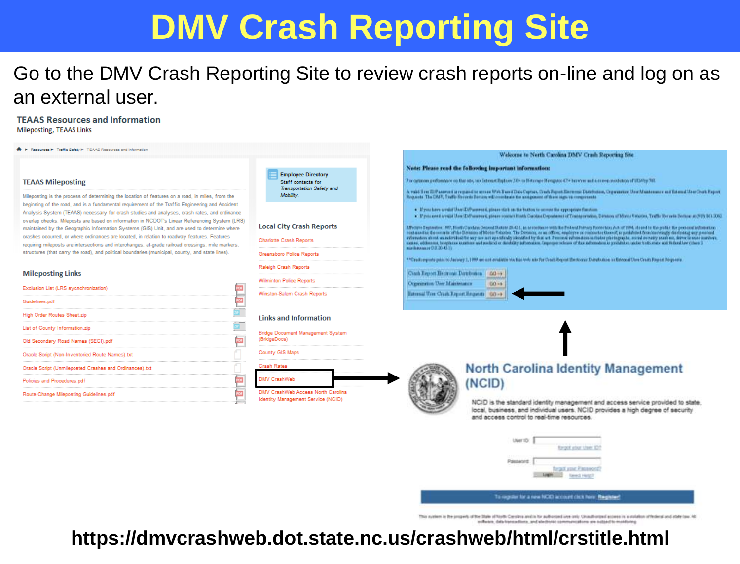# DMV Crash Reporting Site

Go to the DMV Crash Reporting Site to review crash reports on-line and log on as an external user.

**TEAAS Resources and Information**

Mileposting, TEAAS Links

Resources ► Traffic Safety ► TEAAS Resources and Information

### TEAAS Mileposting

Mileposting is the process of determining the location of features on a road, in miles, from the beginning of the road, and is a fundamental requirement of the Traffic Engineering and Accident Analysis System (TEAAS) necessary for crash studies and analyses, crash rates, and ordinance overlap checks. Mileposts are based on information in NCDOT's Linear Referencing System (LRS) maintained by the Geographic Information Systems (GIS) Unit, and are used to determine where crashes occurred, or where ordinances are located, in relation to roadway features. Features requiring mileposts are intersections and interchanges, at-grade railroad crossings, mile markers, structures (that carry the road), and political boundaries (municipal, county, and state lines).

### Mileposting Links

- Exclusion List (LRS sycnchronization)
- Guidelines.pdf
- High Order Routes Sheet.zip
- List of County Information.zip
- Old Secondary Road Names (SECI).pdf
- Oracle Script (Non-Inventoried Route Names).txt
- Oracle Script (Unmileposted Crashes and Ordinances).txt
- Policies and Procedures.pdf
- Route Change Mileposting Guidelines.pdf

**Employee Directory**
Staff contacts for *Transportation Safety and Mobility*.

### Local City Crash Reports

- Charlotte Crash Reports
- Greensboro Police Reports
- Raleigh Crash Reports
- Wilmington Police Reports
- Winston-Salem Crash Reports

### Links and Information

- Bridge Document Management System (BridgeDocs)
- County GIS Maps
- Crash Rates
- DMV CrashWeb
- DMV CrashWeb Access North Carolina Identity Management Service (NCID)

Welcome to North Carolina DMV Crash Reporting Site

**Note: Please read the following important information:**

- Crash Report Electronic Distribution GO
- Organization User Maintenance GO
- External User Crash Report Requests GO

## North Carolina Identity Management (NCID)

NCID is the standard identity management and access service provided to state, local, business, and individual users. NCID provides a high degree of security and access control to real-time resources.

User ID
Password
Login

To register for a new NCID account click here: **Register!**

**https://dmvcrashweb.dot.state.nc.us/crashweb/html/crstitle.html**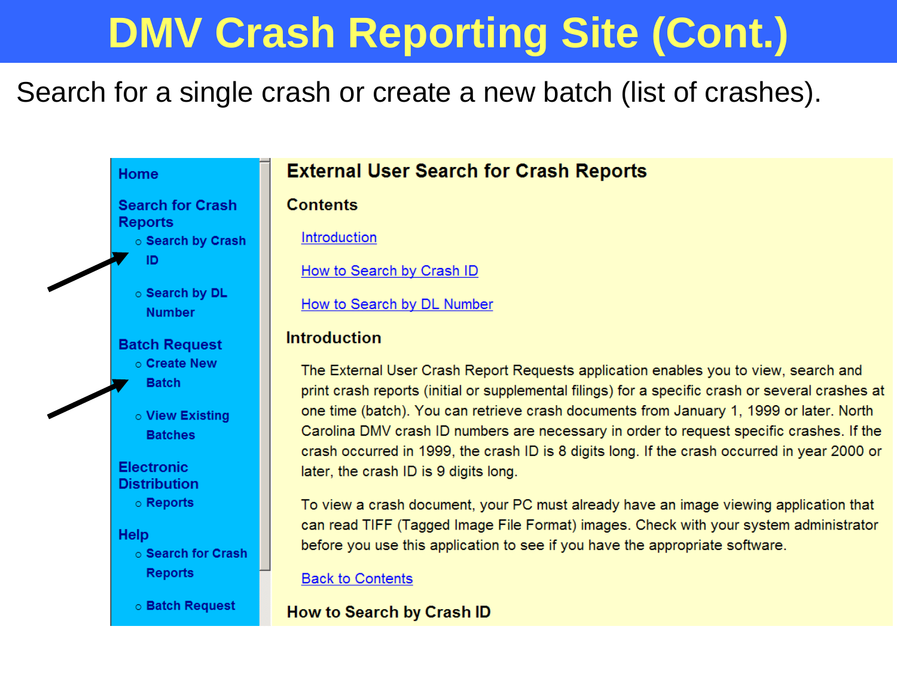# DMV Crash Reporting Site (Cont.)

Search for a single crash or create a new batch (list of crashes).

**Home**

**Search for Crash Reports**
- Search by Crash ID
- Search by DL Number

**Batch Request**
- Create New Batch
- View Existing Batches

**Electronic Distribution**
- Reports

**Help**
- Search for Crash Reports
- Batch Request

## External User Search for Crash Reports

### Contents

Introduction

How to Search by Crash ID

How to Search by DL Number

### Introduction

The External User Crash Report Requests application enables you to view, search and print crash reports (initial or supplemental filings) for a specific crash or several crashes at one time (batch). You can retrieve crash documents from January 1, 1999 or later. North Carolina DMV crash ID numbers are necessary in order to request specific crashes. If the crash occurred in 1999, the crash ID is 8 digits long. If the crash occurred in year 2000 or later, the crash ID is 9 digits long.

To view a crash document, your PC must already have an image viewing application that can read TIFF (Tagged Image File Format) images. Check with your system administrator before you use this application to see if you have the appropriate software.

Back to Contents

### How to Search by Crash ID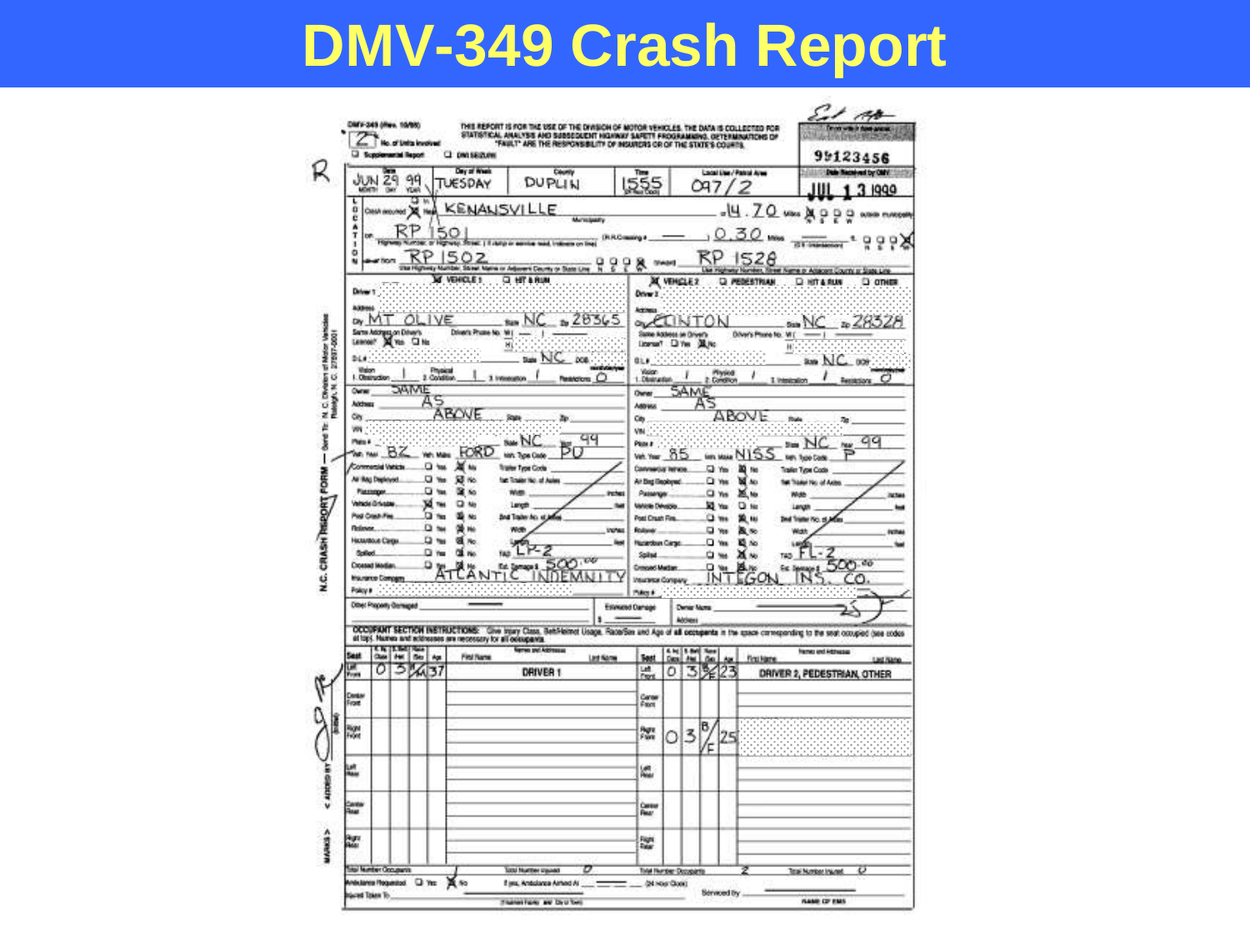# DMV-349 Crash Report

DMV-349 (Rev. 10/95)

2 No. of Units Involved

☐ Supplemental Report ☐ DWI SEIZURE

THIS REPORT IS FOR THE USE OF THE DIVISION OF MOTOR VEHICLES. THE DATA IS COLLECTED FOR STATISTICAL ANALYSIS AND SUBSEQUENT HIGHWAY SAFETY PROGRAMMING. DETERMINATIONS OF "FAULT" ARE THE RESPONSIBILITY OF INSURERS OR OF THE STATE'S COURTS.

99123456

Date Received by DMV: JUL 13 1999

| Date | Day of Week | County | Time | Local Use / Patrol Area |
|---|---|---|---|---|
| JUN 29 99 | TUESDAY | DUPLIN | 1555 | 097/2 |

LOCATION: Crash occurred ☒ Near KENANSVILLE — 14.70 Miles N

on RP 1501

at/from RP 1502 — 0.30 Miles — toward RP 1528

| | VEHICLE 1 | VEHICLE 2 |
|---|---|---|
| City / State / Zip | MT OLIVE, NC 28365 | CLINTON, NC 28328 |
| Same Address on Driver's License? | ☒ Yes ☐ No | ☐ Yes ☒ No |
| DL State | NC | NC |
| Owner | SAME AS ABOVE | SAME AS ABOVE |
| Plate State / Year | NC 99 | NC 99 |
| Veh. Year | 82 | 85 |
| Veh. Make | FORD | NISS |
| Veh. Type Code | PU | P |
| Commercial Vehicle | ☒ No | ☒ No |
| Air Bag Deployed | ☒ No | ☒ No |
| Passenger | ☒ No | ☒ No |
| Vehicle Drivable | ☒ Yes | ☒ Yes |
| Post Crash Fire | ☒ No | ☒ No |
| Rollover | ☒ No | ☒ No |
| Hazardous Cargo | ☒ No | ☒ No |
| Spilled | ☒ No | ☒ No |
| Crossed Median | ☒ No | ☒ No |
| TAD | LF-2 | FL-2 |
| Est. Damage $ | 500.00 | 500.00 |
| Insurance Company | ATLANTIC INDEMNITY | INTEGON INS. CO. |

OCCUPANT SECTION

| Seat | Inj. Class | Belt | Race/Sex | Age | Name |
|---|---|---|---|---|---|
| Left Front | O | 3 | W/M | 37 | DRIVER 1 |
| Left Front | O | 3 | W/F | 23 | DRIVER 2 |
| Right Front | O | 3 | B/F | 25 | |

Total Number Injured (Vehicle 1): 0

Total Number Occupants (Vehicle 2): 2 — Total Number Injured: 0

Ambulance Requested ☐ Yes ☒ No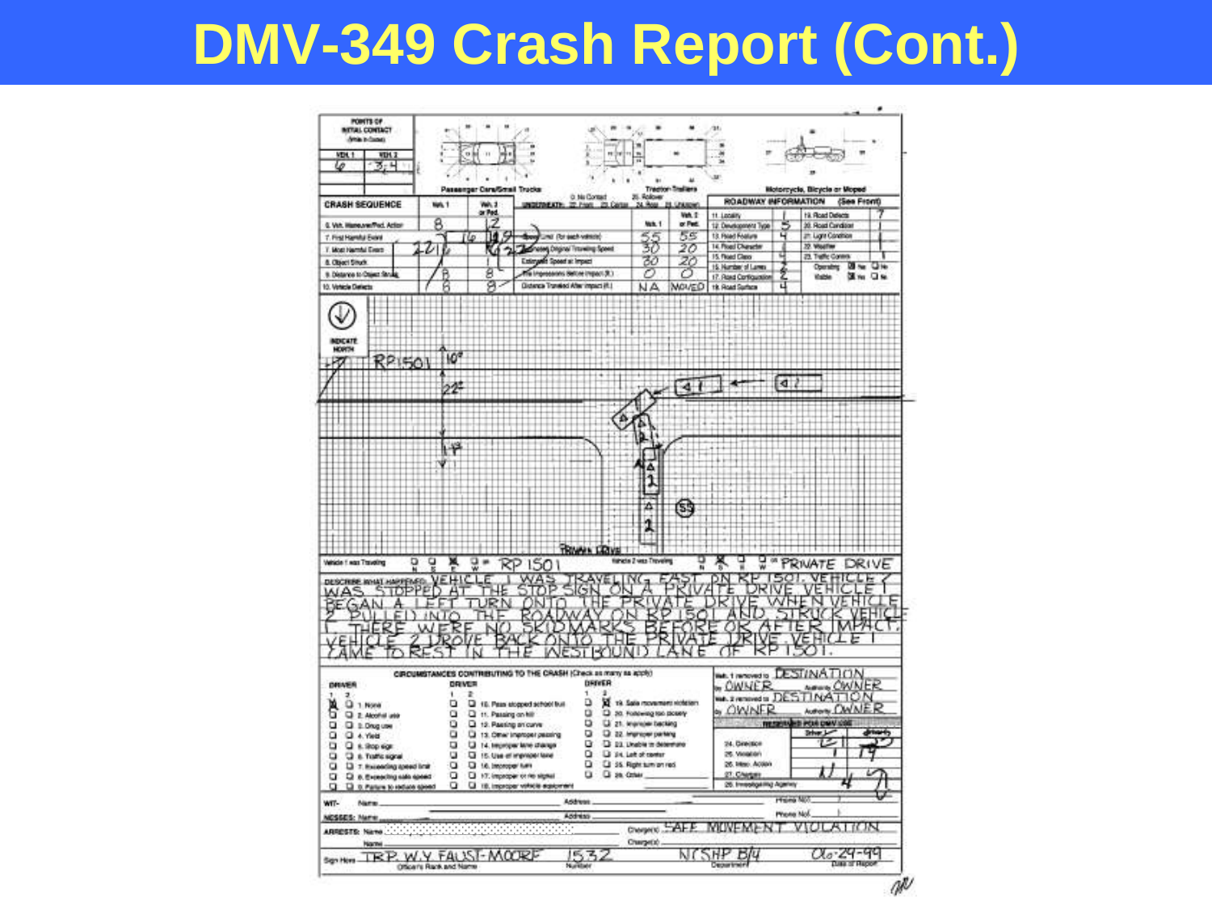# DMV-349 Crash Report (Cont.)

POINTS OF INITIAL CONTACT (Write in Circles)

| VEH. 1 | VEH. 2 |
|---|---|
| 6 | 3,4 |

Passenger Cars/Small Trucks — Tractor-Trailers — Motorcycle, Bicycle or Moped

0. No Contact  20. Rollover  UNDERNEATH: 22. Front  23. Center  24. Rear  25. Unknown

| CRASH SEQUENCE | Veh. 1 | Veh. 2 or Ped. |
|---|---|---|
| 6. Veh. Maneuver/Ped. Action | 8 | 12 |
| 7. First Harmful Event | 16 | 16 |
| 7. Most Harmful Event | 22 | 22 |
| 8. Object Struck | | |
| 9. Distance to Object Struck | 8 | 8 |
| 10. Vehicle Defects | 8 | 8 |

| | Veh. 1 | Veh. 2 or Ped. |
|---|---|---|
| Speed Limit (for each vehicle) | 55 | 55 |
| Estimated Original Traveling Speed | 30 | 20 |
| Estimated Speed at Impact | 30 | 20 |
| Tire Impressions Before Impact (ft.) | 0 | 0 |
| Distance Traveled After Impact (ft.) | NA | MOVED |

ROADWAY INFORMATION (See Front)

| | | | |
|---|---|---|---|
| 11. Locality | 1 | 19. Road Defects | 7 |
| 12. Development Type | 5 | 20. Road Condition | 1 |
| 13. Road Feature | 4 | 21. Light Condition | 1 |
| 14. Road Character | 4 | 22. Weather | 1 |
| 15. Road Class | 4 | 23. Traffic Control | 1 |
| 16. Number of Lanes | 2 | Operating: ☒ Yes ☐ No | |
| 17. Road Configuration | 2 | Visible: ☒ Yes ☐ No | |
| 18. Road Surface | 4 | | |

INDICATE NORTH

RP 1501 — 10' — 22' — 14' — PRIVATE DRIVE — 55

Vehicle 1 was Traveling: E — RP 1501

Vehicle 2 was Traveling: N — PRIVATE DRIVE

DESCRIBE WHAT HAPPENED: VEHICLE 1 WAS TRAVELING EAST ON RP 1501. VEHICLE 2 WAS STOPPED AT THE STOP SIGN ON A PRIVATE DRIVE. VEHICLE 1 BEGAN A LEFT TURN ONTO THE PRIVATE DRIVE WHEN VEHICLE 2 PULLED INTO THE ROADWAY ON RP 1501 AND STRUCK VEHICLE 1. THERE WERE NO SKIDMARKS BEFORE OR AFTER IMPACT. VEHICLE 2 DROVE BACK ONTO THE PRIVATE DRIVE. VEHICLE 1 CAME TO REST IN THE WESTBOUND LANE OF RP 1501.

CIRCUMSTANCES CONTRIBUTING TO THE CRASH (Check as many as apply)

DRIVER 1 2
- ☒ ☐ 1. None
- ☐ ☐ 2. Alcohol use
- ☐ ☐ 3. Drug use
- ☐ ☐ 4. Yield
- ☐ ☐ 5. Stop sign
- ☐ ☐ 6. Traffic signal
- ☐ ☐ 7. Exceeding speed limit
- ☐ ☐ 8. Exceeding safe speed
- ☐ ☐ 9. Failure to reduce speed
- ☐ ☐ 10. Pass stopped school bus
- ☐ ☐ 11. Passing on hill
- ☐ ☐ 12. Passing on curve
- ☐ ☐ 13. Other improper passing
- ☐ ☐ 14. Improper lane change
- ☐ ☐ 15. Use of improper lane
- ☐ ☐ 16. Improper turn
- ☐ ☐ 17. Improper or no signal
- ☐ ☐ 18. Improper vehicle equipment
- ☐ ☒ 19. Safe movement violation
- ☐ ☐ 20. Following too closely
- ☐ ☐ 21. Improper backing
- ☐ ☐ 22. Improper parking
- ☐ ☐ 23. Unable to determine
- ☐ ☐ 24. Left of center
- ☐ ☐ 25. Right turn on red
- ☐ ☐ 26. Other

Veh. 1 removed to DESTINATION by OWNER Authority OWNER

Veh. 2 removed to DESTINATION by OWNER Authority OWNER

RESERVED FOR DMV USE: 24. Direction, 25. Violation, 26. Misc. Action, 27. Charges, 28. Investigating Agency

WITNESSES: Name / Address / Phone No.

ARRESTS: Name / Charge(s) SAFE MOVEMENT VIOLATION

Sign Here: TRP W.Y. FAUST-MOORE (Officer's Rank and Name) 1532 (Number) NCSHP B/4 (Department) 06-29-99 (Date of Report)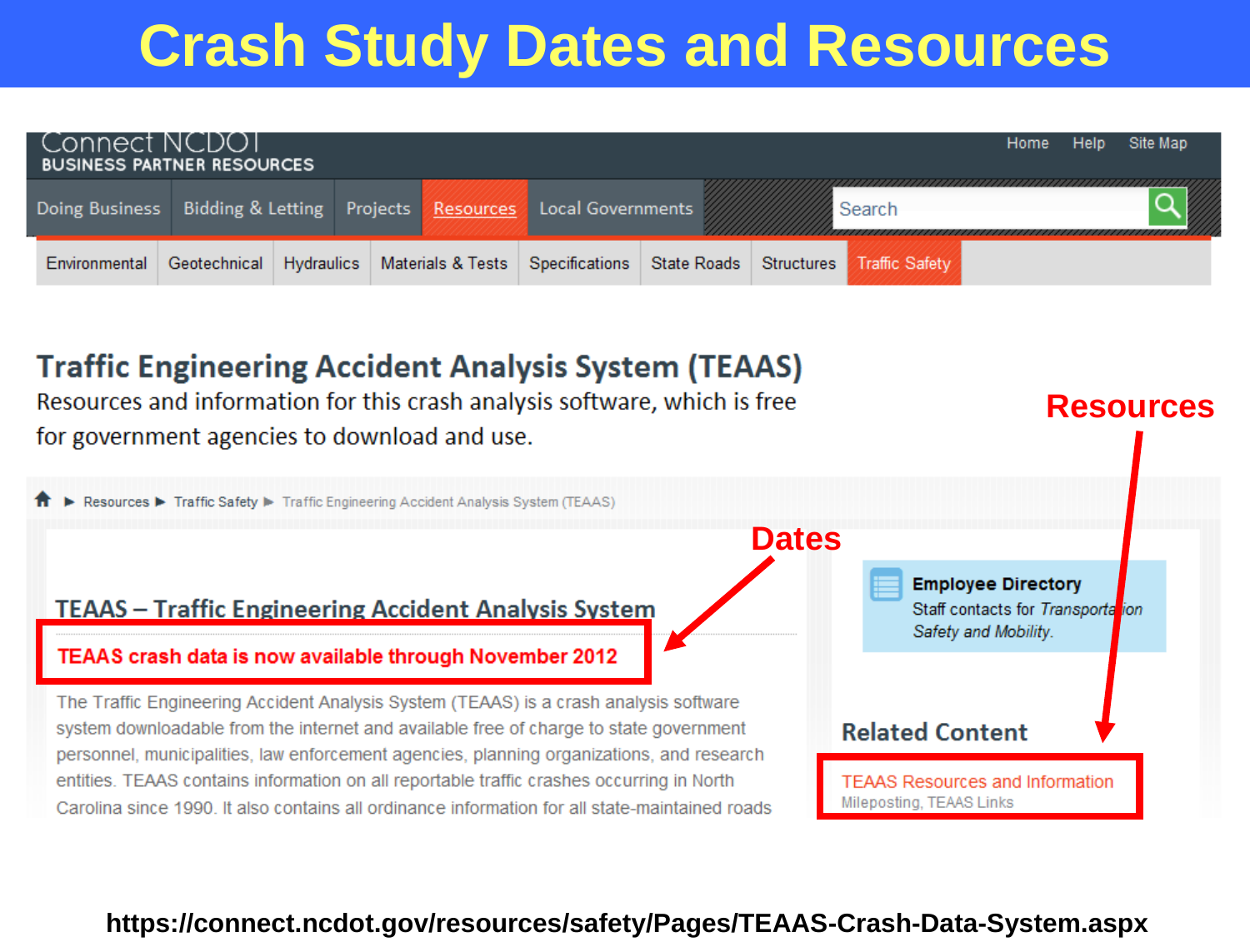# Crash Study Dates and Resources

Connect NCDOT
BUSINESS PARTNER RESOURCES

Home Help Site Map

Doing Business | Bidding & Letting | Projects | Resources | Local Governments

Search

Environmental | Geotechnical | Hydraulics | Materials & Tests | Specifications | State Roads | Structures | Traffic Safety

## Traffic Engineering Accident Analysis System (TEAAS)

Resources and information for this crash analysis software, which is free for government agencies to download and use.

Resources ▶ Traffic Safety ▶ Traffic Engineering Accident Analysis System (TEAAS)

**Dates**

**Resources**

### TEAAS – Traffic Engineering Accident Analysis System

**TEAAS crash data is now available through November 2012**

The Traffic Engineering Accident Analysis System (TEAAS) is a crash analysis software system downloadable from the internet and available free of charge to state government personnel, municipalities, law enforcement agencies, planning organizations, and research entities. TEAAS contains information on all reportable traffic crashes occurring in North Carolina since 1990. It also contains all ordinance information for all state-maintained roads

**Employee Directory**
Staff contacts for *Transportation Safety and Mobility.*

**Related Content**

TEAAS Resources and Information
Mileposting, TEAAS Links

**https://connect.ncdot.gov/resources/safety/Pages/TEAAS-Crash-Data-System.aspx**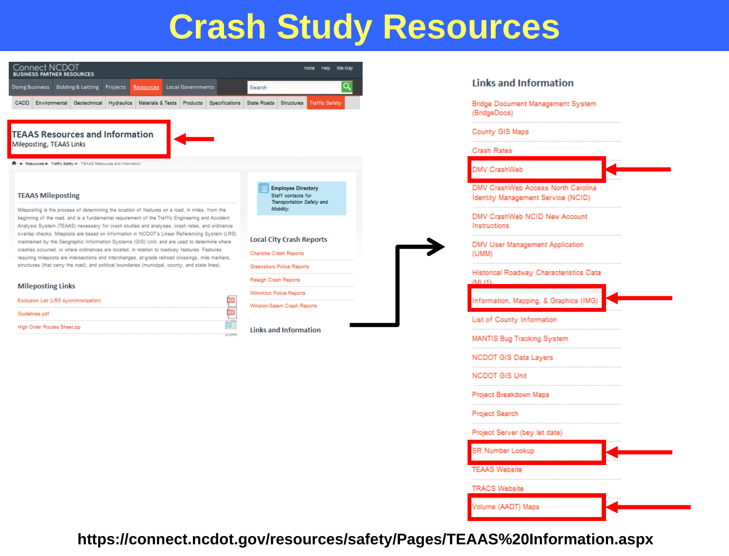# Crash Study Resources

Connect NCDOT
BUSINESS PARTNER RESOURCES

Home Help Site Map

Doing Business | Bidding & Letting | Projects | Resources | Local Governments

Search

CADD | Environmental | Geotechnical | Hydraulics | Materials & Tests | Products | Specifications | State Roads | Structures | Traffic Safety

## TEAAS Resources and Information

Mileposting, TEAAS Links

Resources ▸ Traffic Safety ▸ TEAAS Resources and Information

### TEAAS Mileposting

Mileposting is the process of determining the location of features on a road, in miles, from the beginning of the road, and is a fundamental requirement of the Traffic Engineering and Accident Analysis System (TEAAS) necessary for crash studies and analyses, crash rates, and ordinance overlap checks. Mileposts are based on information in NCDOT's Linear Referencing System (LRS) maintained by the Geographic Information Systems (GIS) Unit, and are used to determine where crashes occurred, or where ordinances are located, in relation to roadway features. Features requiring mileposts are intersections and interchanges, at-grade railroad crossings, mile markers, structures (that carry the road), and political boundaries (municipal, county, and state lines).

### Mileposting Links

- Exclusion List (LRS sycnchronization)
- Guidelines.pdf
- High Order Routes Sheet.zip

**Employee Directory**
Staff contacts for *Transportation Safety and Mobility.*

### Local City Crash Reports

- Charlotte Crash Reports
- Greensboro Police Reports
- Raleigh Crash Reports
- Wilminton Police Reports
- Winston-Salem Crash Reports

### Links and Information

- Bridge Document Management System (BridgeDocs)
- County GIS Maps
- Crash Rates
- DMV CrashWeb
- DMV CrashWeb Access North Carolina Identity Management Service (NCID)
- DMV CrashWeb NCID New Account Instructions
- DMV User Management Application (UMM)
- Historical Roadway Characteristics Data (MU1)
- Information, Mapping, & Graphics (IMG)
- List of County Information
- MANTIS Bug Tracking System
- NCDOT GIS Data Layers
- NCDOT GIS Unit
- Project Breakdown Maps
- Project Search
- Project Server (bey let date)
- SR Number Lookup
- TEAAS Website
- TRACS Website
- Volume (AADT) Maps

**https://connect.ncdot.gov/resources/safety/Pages/TEAAS%20Information.aspx**